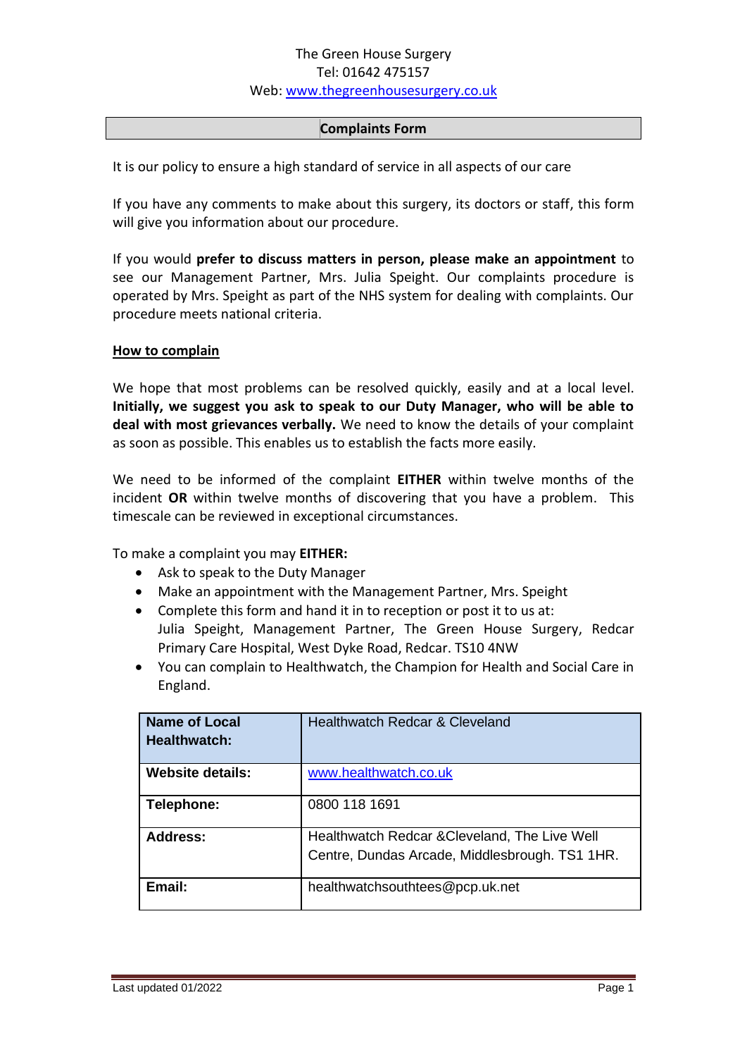The Green House Surgery
Tel: 01642 475157
Web: www.thegreenhousesurgery.co.uk

## Complaints Form

It is our policy to ensure a high standard of service in all aspects of our care

If you have any comments to make about this surgery, its doctors or staff, this form will give you information about our procedure.

If you would **prefer to discuss matters in person, please make an appointment** to see our Management Partner, Mrs. Julia Speight. Our complaints procedure is operated by Mrs. Speight as part of the NHS system for dealing with complaints. Our procedure meets national criteria.

### How to complain

We hope that most problems can be resolved quickly, easily and at a local level. **Initially, we suggest you ask to speak to our Duty Manager, who will be able to deal with most grievances verbally.** We need to know the details of your complaint as soon as possible. This enables us to establish the facts more easily.

We need to be informed of the complaint **EITHER** within twelve months of the incident **OR** within twelve months of discovering that you have a problem. This timescale can be reviewed in exceptional circumstances.

To make a complaint you may **EITHER:**

- Ask to speak to the Duty Manager
- Make an appointment with the Management Partner, Mrs. Speight
- Complete this form and hand it in to reception or post it to us at:
  Julia Speight, Management Partner, The Green House Surgery, Redcar Primary Care Hospital, West Dyke Road, Redcar. TS10 4NW
- You can complain to Healthwatch, the Champion for Health and Social Care in England.

| **Name of Local Healthwatch:** | Healthwatch Redcar & Cleveland |
|---|---|
| **Website details:** | www.healthwatch.co.uk |
| **Telephone:** | 0800 118 1691 |
| **Address:** | Healthwatch Redcar &Cleveland, The Live Well Centre, Dundas Arcade, Middlesbrough. TS1 1HR. |
| **Email:** | healthwatchsouthtees@pcp.uk.net |

Last updated 01/2022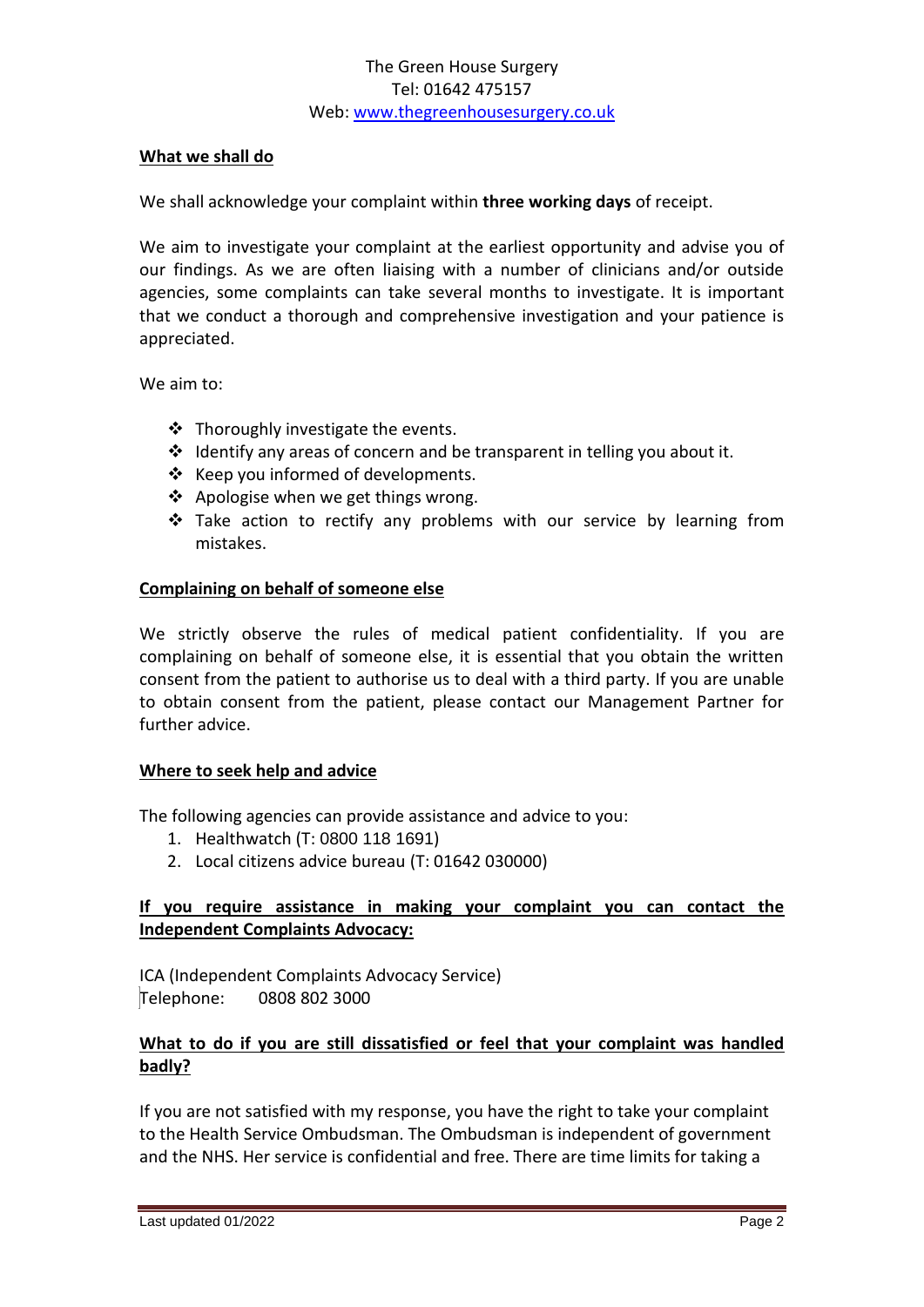**What we shall do**

We shall acknowledge your complaint within **three working days** of receipt.

We aim to investigate your complaint at the earliest opportunity and advise you of our findings. As we are often liaising with a number of clinicians and/or outside agencies, some complaints can take several months to investigate. It is important that we conduct a thorough and comprehensive investigation and your patience is appreciated.

We aim to:

- Thoroughly investigate the events.
- Identify any areas of concern and be transparent in telling you about it.
- Keep you informed of developments.
- Apologise when we get things wrong.
- Take action to rectify any problems with our service by learning from mistakes.

**Complaining on behalf of someone else**

We strictly observe the rules of medical patient confidentiality. If you are complaining on behalf of someone else, it is essential that you obtain the written consent from the patient to authorise us to deal with a third party. If you are unable to obtain consent from the patient, please contact our Management Partner for further advice.

**Where to seek help and advice**

The following agencies can provide assistance and advice to you:

1. Healthwatch (T: 0800 118 1691)
2. Local citizens advice bureau (T: 01642 030000)

**If you require assistance in making your complaint you can contact the Independent Complaints Advocacy:**

ICA (Independent Complaints Advocacy Service)
Telephone: 0808 802 3000

**What to do if you are still dissatisfied or feel that your complaint was handled badly?**

If you are not satisfied with my response, you have the right to take your complaint to the Health Service Ombudsman. The Ombudsman is independent of government and the NHS. Her service is confidential and free. There are time limits for taking a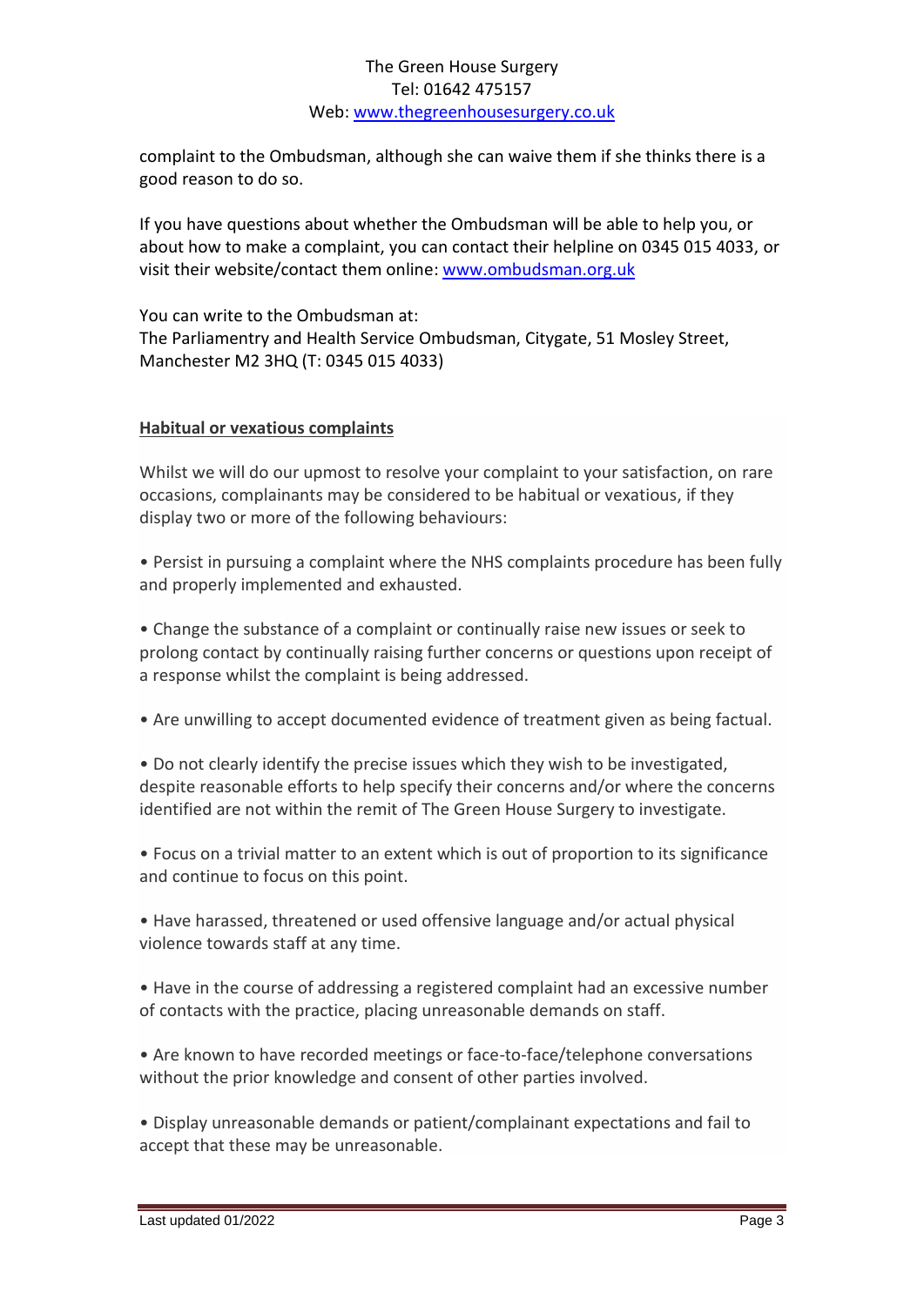complaint to the Ombudsman, although she can waive them if she thinks there is a good reason to do so.

If you have questions about whether the Ombudsman will be able to help you, or about how to make a complaint, you can contact their helpline on 0345 015 4033, or visit their website/contact them online: [www.ombudsman.org.uk](http://www.ombudsman.org.uk)

You can write to the Ombudsman at:
The Parliamentry and Health Service Ombudsman, Citygate, 51 Mosley Street, Manchester M2 3HQ (T: 0345 015 4033)

## Habitual or vexatious complaints

Whilst we will do our upmost to resolve your complaint to your satisfaction, on rare occasions, complainants may be considered to be habitual or vexatious, if they display two or more of the following behaviours:

- Persist in pursuing a complaint where the NHS complaints procedure has been fully and properly implemented and exhausted.

- Change the substance of a complaint or continually raise new issues or seek to prolong contact by continually raising further concerns or questions upon receipt of a response whilst the complaint is being addressed.

- Are unwilling to accept documented evidence of treatment given as being factual.

- Do not clearly identify the precise issues which they wish to be investigated, despite reasonable efforts to help specify their concerns and/or where the concerns identified are not within the remit of The Green House Surgery to investigate.

- Focus on a trivial matter to an extent which is out of proportion to its significance and continue to focus on this point.

- Have harassed, threatened or used offensive language and/or actual physical violence towards staff at any time.

- Have in the course of addressing a registered complaint had an excessive number of contacts with the practice, placing unreasonable demands on staff.

- Are known to have recorded meetings or face-to-face/telephone conversations without the prior knowledge and consent of other parties involved.

- Display unreasonable demands or patient/complainant expectations and fail to accept that these may be unreasonable.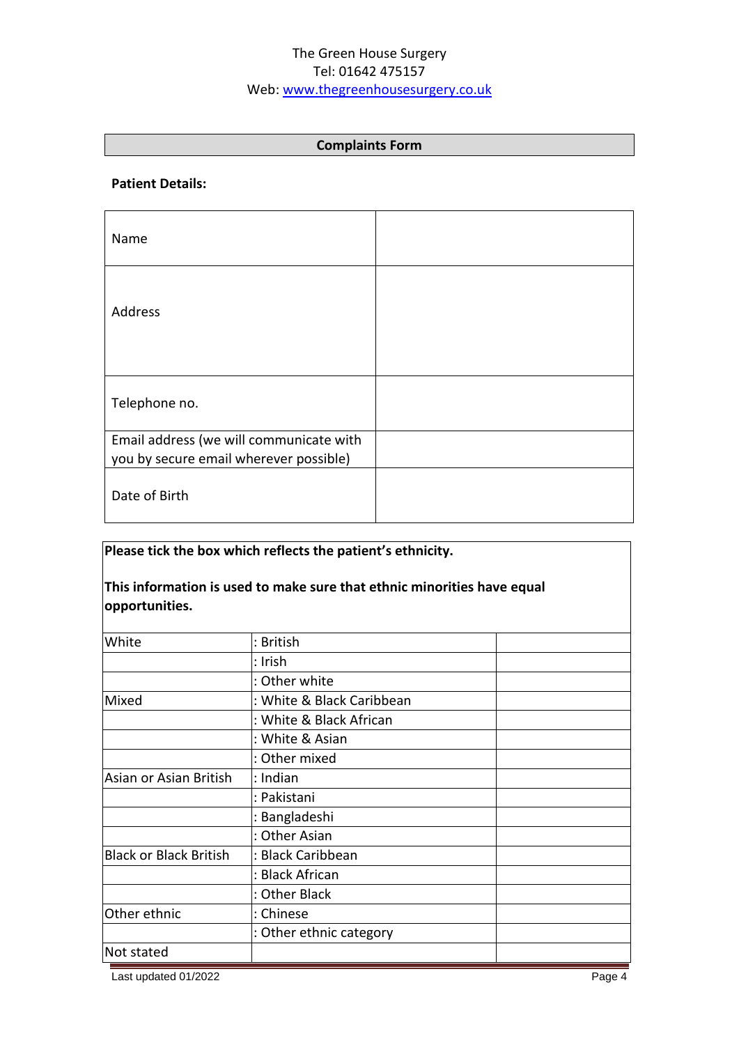The Green House Surgery
Tel: 01642 475157
Web: [www.thegreenhousesurgery.co.uk](http://www.thegreenhousesurgery.co.uk)

## Complaints Form

**Patient Details:**

| | |
|---|---|
| Name | |
| Address | |
| Telephone no. | |
| Email address (we will communicate with you by secure email wherever possible) | |
| Date of Birth | |

**Please tick the box which reflects the patient's ethnicity.**

**This information is used to make sure that ethnic minorities have equal opportunities.**

| | | |
|---|---|---|
| White | : British | |
| | : Irish | |
| | : Other white | |
| Mixed | : White & Black Caribbean | |
| | : White & Black African | |
| | : White & Asian | |
| | : Other mixed | |
| Asian or Asian British | : Indian | |
| | : Pakistani | |
| | : Bangladeshi | |
| | : Other Asian | |
| Black or Black British | : Black Caribbean | |
| | : Black African | |
| | : Other Black | |
| Other ethnic | : Chinese | |
| | : Other ethnic category | |
| Not stated | | |

Last updated 01/2022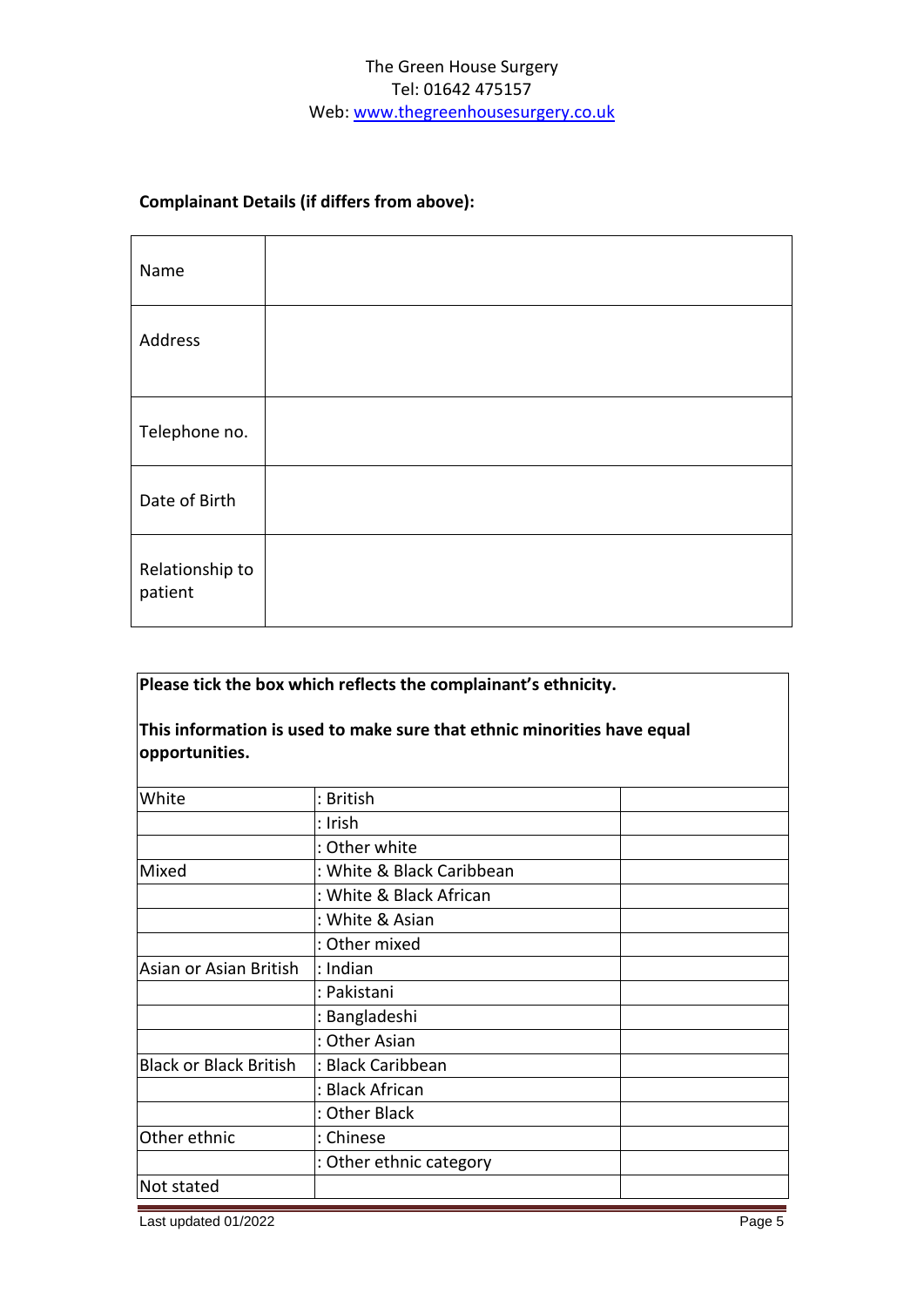The Green House Surgery
Tel: 01642 475157
Web: [www.thegreenhousesurgery.co.uk](http://www.thegreenhousesurgery.co.uk)

**Complainant Details (if differs from above):**

| Name | |
|---|---|
| Address | |
| Telephone no. | |
| Date of Birth | |
| Relationship to patient | |

**Please tick the box which reflects the complainant's ethnicity.**

**This information is used to make sure that ethnic minorities have equal opportunities.**

| | | |
|---|---|---|
| White | : British | |
| | : Irish | |
| | : Other white | |
| Mixed | : White & Black Caribbean | |
| | : White & Black African | |
| | : White & Asian | |
| | : Other mixed | |
| Asian or Asian British | : Indian | |
| | : Pakistani | |
| | : Bangladeshi | |
| | : Other Asian | |
| Black or Black British | : Black Caribbean | |
| | : Black African | |
| | : Other Black | |
| Other ethnic | : Chinese | |
| | : Other ethnic category | |
| Not stated | | |

Last updated 01/2022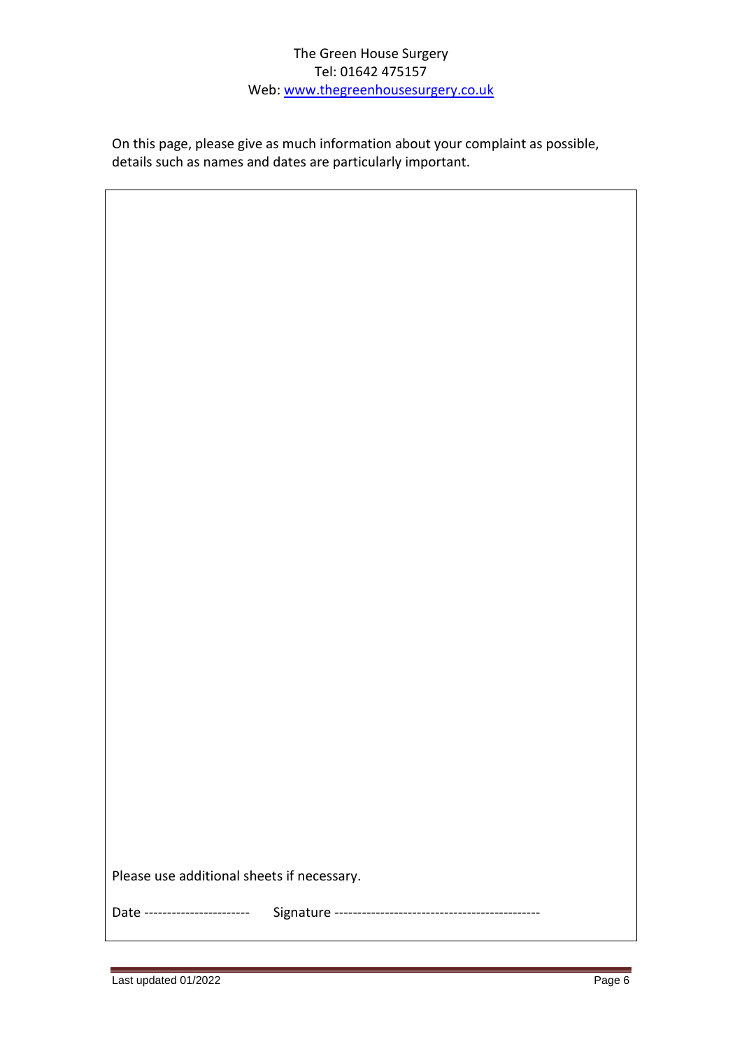The Green House Surgery
Tel: 01642 475157
Web: www.thegreenhousesurgery.co.uk

On this page, please give as much information about your complaint as possible, details such as names and dates are particularly important.

Please use additional sheets if necessary.

Date ----------------------- Signature ---------------------------------------------